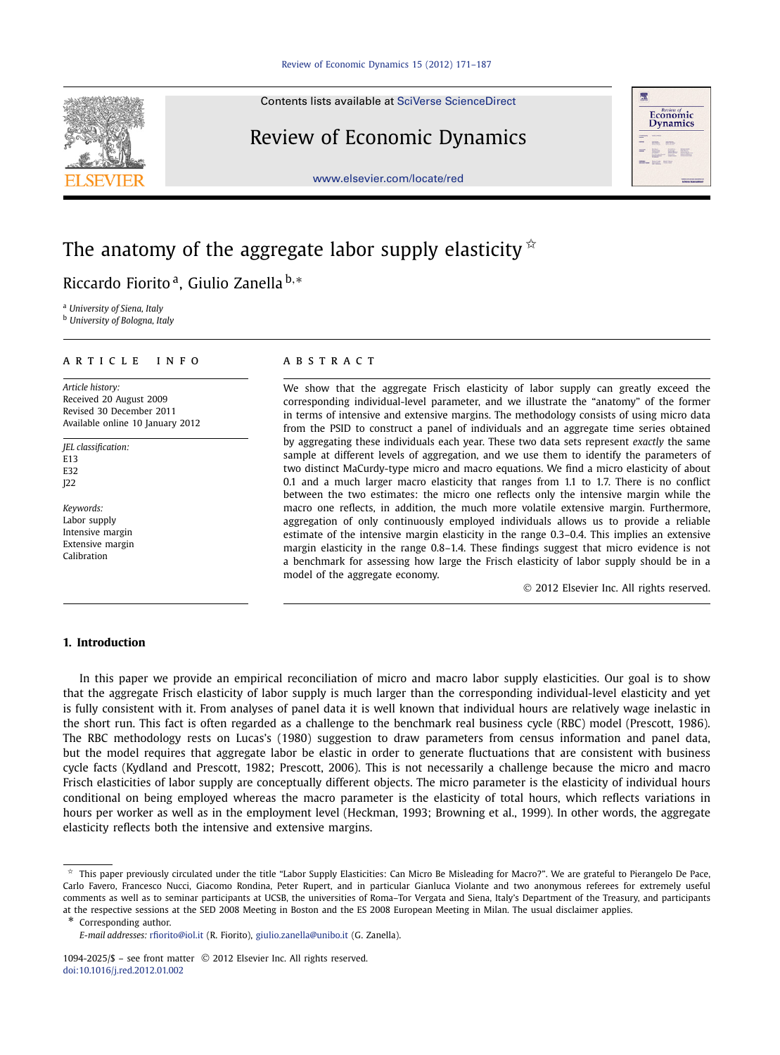# The anatomy of the aggregate labor supply elasticity ☆

Riccardo Fiorito [a], Giulio Zanella [b,*]

[a] University of Siena, Italy
[b] University of Bologna, Italy

**ARTICLE INFO**

*Article history:*
Received 20 August 2009
Revised 30 December 2011
Available online 10 January 2012

*JEL classification:*
E13
E32
J22

*Keywords:*
Labor supply
Intensive margin
Extensive margin
Calibration

**ABSTRACT**

We show that the aggregate Frisch elasticity of labor supply can greatly exceed the corresponding individual-level parameter, and we illustrate the "anatomy" of the former in terms of intensive and extensive margins. The methodology consists of using micro data from the PSID to construct a panel of individuals and an aggregate time series obtained by aggregating these individuals each year. These two data sets represent *exactly* the same sample at different levels of aggregation, and we use them to identify the parameters of two distinct MaCurdy-type micro and macro equations. We find a micro elasticity of about 0.1 and a much larger macro elasticity that ranges from 1.1 to 1.7. There is no conflict between the two estimates: the micro one reflects only the intensive margin while the macro one reflects, in addition, the much more volatile extensive margin. Furthermore, aggregation of only continuously employed individuals allows us to provide a reliable estimate of the intensive margin elasticity in the range 0.3–0.4. This implies an extensive margin elasticity in the range 0.8–1.4. These findings suggest that micro evidence is not a benchmark for assessing how large the Frisch elasticity of labor supply should be in a model of the aggregate economy.

© 2012 Elsevier Inc. All rights reserved.

## 1. Introduction

In this paper we provide an empirical reconciliation of micro and macro labor supply elasticities. Our goal is to show that the aggregate Frisch elasticity of labor supply is much larger than the corresponding individual-level elasticity and yet is fully consistent with it. From analyses of panel data it is well known that individual hours are relatively wage inelastic in the short run. This fact is often regarded as a challenge to the benchmark real business cycle (RBC) model (Prescott, 1986). The RBC methodology rests on Lucas's (1980) suggestion to draw parameters from census information and panel data, but the model requires that aggregate labor be elastic in order to generate fluctuations that are consistent with business cycle facts (Kydland and Prescott, 1982; Prescott, 2006). This is not necessarily a challenge because the micro and macro Frisch elasticities of labor supply are conceptually different objects. The micro parameter is the elasticity of individual hours conditional on being employed whereas the macro parameter is the elasticity of total hours, which reflects variations in hours per worker as well as in the employment level (Heckman, 1993; Browning et al., 1999). In other words, the aggregate elasticity reflects both the intensive and extensive margins.

☆ This paper previously circulated under the title "Labor Supply Elasticities: Can Micro Be Misleading for Macro?". We are grateful to Pierangelo De Pace, Carlo Favero, Francesco Nucci, Giacomo Rondina, Peter Rupert, and in particular Gianluca Violante and two anonymous referees for extremely useful comments as well as to seminar participants at UCSB, the universities of Roma–Tor Vergata and Siena, Italy's Department of the Treasury, and participants at the respective sessions at the SED 2008 Meeting in Boston and the ES 2008 European Meeting in Milan. The usual disclaimer applies.

\* Corresponding author.
*E-mail addresses:* rfiorito@iol.it (R. Fiorito), giulio.zanella@unibo.it (G. Zanella).

1094-2025/$ – see front matter © 2012 Elsevier Inc. All rights reserved.
doi:10.1016/j.red.2012.01.002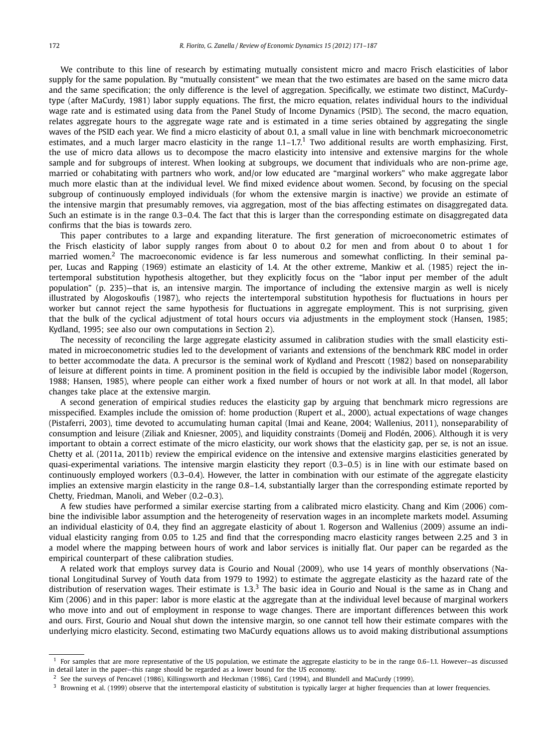We contribute to this line of research by estimating mutually consistent micro and macro Frisch elasticities of labor supply for the same population. By "mutually consistent" we mean that the two estimates are based on the same micro data and the same specification; the only difference is the level of aggregation. Specifically, we estimate two distinct, MaCurdy-type (after MaCurdy, 1981) labor supply equations. The first, the micro equation, relates individual hours to the individual wage rate and is estimated using data from the Panel Study of Income Dynamics (PSID). The second, the macro equation, relates aggregate hours to the aggregate wage rate and is estimated in a time series obtained by aggregating the single waves of the PSID each year. We find a micro elasticity of about 0.1, a small value in line with benchmark microeconometric estimates, and a much larger macro elasticity in the range 1.1–1.7.[1] Two additional results are worth emphasizing. First, the use of micro data allows us to decompose the macro elasticity into intensive and extensive margins for the whole sample and for subgroups of interest. When looking at subgroups, we document that individuals who are non-prime age, married or cohabitating with partners who work, and/or low educated are "marginal workers" who make aggregate labor much more elastic than at the individual level. We find mixed evidence about women. Second, by focusing on the special subgroup of continuously employed individuals (for whom the extensive margin is inactive) we provide an estimate of the intensive margin that presumably removes, via aggregation, most of the bias affecting estimates on disaggregated data. Such an estimate is in the range 0.3–0.4. The fact that this is larger than the corresponding estimate on disaggregated data confirms that the bias is towards zero.

This paper contributes to a large and expanding literature. The first generation of microeconometric estimates of the Frisch elasticity of labor supply ranges from about 0 to about 0.2 for men and from about 0 to about 1 for married women.[2] The macroeconomic evidence is far less numerous and somewhat conflicting. In their seminal paper, Lucas and Rapping (1969) estimate an elasticity of 1.4. At the other extreme, Mankiw et al. (1985) reject the intertemporal substitution hypothesis altogether, but they explicitly focus on the "labor input per member of the adult population" (p. 235)—that is, an intensive margin. The importance of including the extensive margin as well is nicely illustrated by Alogoskoufis (1987), who rejects the intertemporal substitution hypothesis for fluctuations in hours per worker but cannot reject the same hypothesis for fluctuations in aggregate employment. This is not surprising, given that the bulk of the cyclical adjustment of total hours occurs via adjustments in the employment stock (Hansen, 1985; Kydland, 1995; see also our own computations in Section 2).

The necessity of reconciling the large aggregate elasticity assumed in calibration studies with the small elasticity estimated in microeconometric studies led to the development of variants and extensions of the benchmark RBC model in order to better accommodate the data. A precursor is the seminal work of Kydland and Prescott (1982) based on nonseparability of leisure at different points in time. A prominent position in the field is occupied by the indivisible labor model (Rogerson, 1988; Hansen, 1985), where people can either work a fixed number of hours or not work at all. In that model, all labor changes take place at the extensive margin.

A second generation of empirical studies reduces the elasticity gap by arguing that benchmark micro regressions are misspecified. Examples include the omission of: home production (Rupert et al., 2000), actual expectations of wage changes (Pistaferri, 2003), time devoted to accumulating human capital (Imai and Keane, 2004; Wallenius, 2011), nonseparability of consumption and leisure (Ziliak and Kniesner, 2005), and liquidity constraints (Domeij and Flodén, 2006). Although it is very important to obtain a correct estimate of the micro elasticity, our work shows that the elasticity gap, per se, is not an issue. Chetty et al. (2011a, 2011b) review the empirical evidence on the intensive and extensive margins elasticities generated by quasi-experimental variations. The intensive margin elasticity they report (0.3–0.5) is in line with our estimate based on continuously employed workers (0.3–0.4). However, the latter in combination with our estimate of the aggregate elasticity implies an extensive margin elasticity in the range 0.8–1.4, substantially larger than the corresponding estimate reported by Chetty, Friedman, Manoli, and Weber (0.2–0.3).

A few studies have performed a similar exercise starting from a calibrated micro elasticity. Chang and Kim (2006) combine the indivisible labor assumption and the heterogeneity of reservation wages in an incomplete markets model. Assuming an individual elasticity of 0.4, they find an aggregate elasticity of about 1. Rogerson and Wallenius (2009) assume an individual elasticity ranging from 0.05 to 1.25 and find that the corresponding macro elasticity ranges between 2.25 and 3 in a model where the mapping between hours of work and labor services is initially flat. Our paper can be regarded as the empirical counterpart of these calibration studies.

A related work that employs survey data is Gourio and Noual (2009), who use 14 years of monthly observations (National Longitudinal Survey of Youth data from 1979 to 1992) to estimate the aggregate elasticity as the hazard rate of the distribution of reservation wages. Their estimate is 1.3.[3] The basic idea in Gourio and Noual is the same as in Chang and Kim (2006) and in this paper: labor is more elastic at the aggregate than at the individual level because of marginal workers who move into and out of employment in response to wage changes. There are important differences between this work and ours. First, Gourio and Noual shut down the intensive margin, so one cannot tell how their estimate compares with the underlying micro elasticity. Second, estimating two MaCurdy equations allows us to avoid making distributional assumptions

---

[1] For samples that are more representative of the US population, we estimate the aggregate elasticity to be in the range 0.6–1.1. However—as discussed in detail later in the paper—this range should be regarded as a lower bound for the US economy.

[2] See the surveys of Pencavel (1986), Killingsworth and Heckman (1986), Card (1994), and Blundell and MaCurdy (1999).

[3] Browning et al. (1999) observe that the intertemporal elasticity of substitution is typically larger at higher frequencies than at lower frequencies.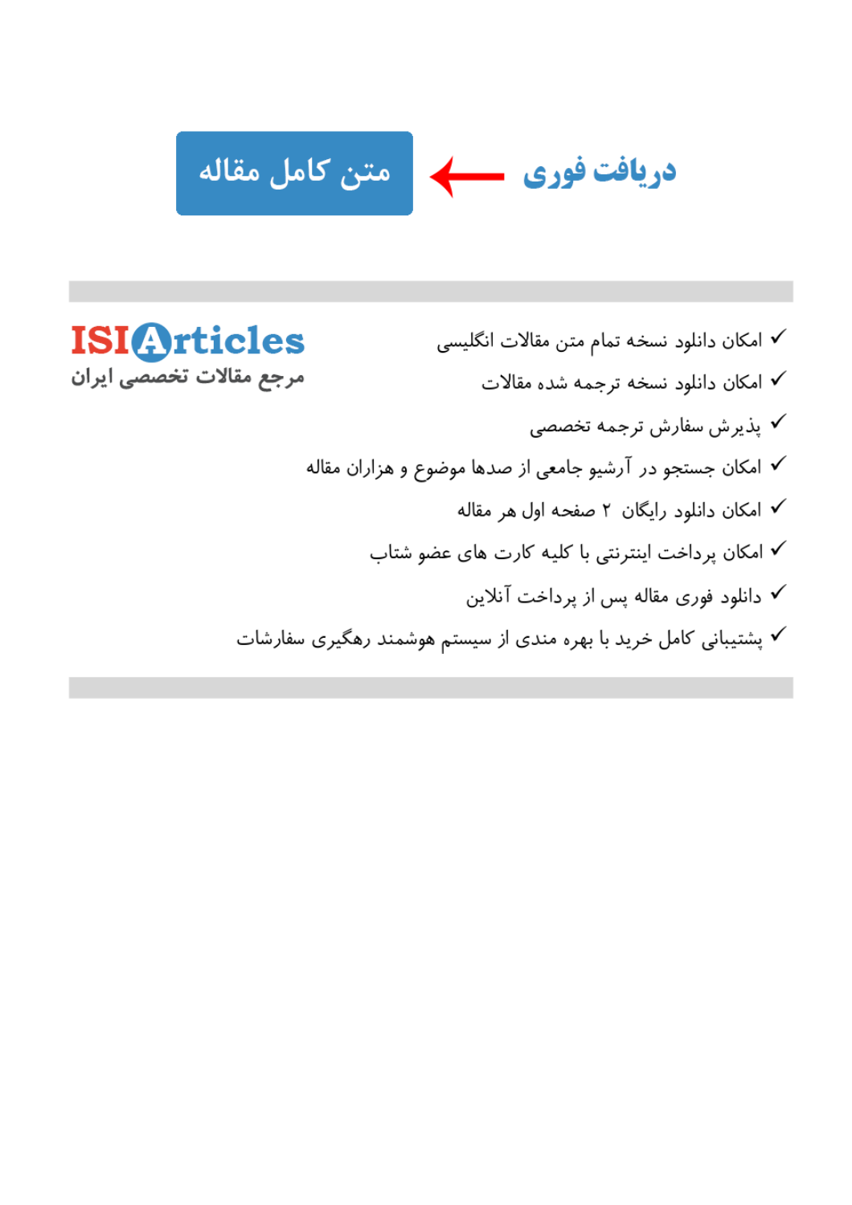دریافت فوری ← متن کامل مقاله

ISIArticles
مرجع مقالات تخصصی ایران

- ✓ امکان دانلود نسخه تمام متن مقالات انگلیسی
- ✓ امکان دانلود نسخه ترجمه شده مقالات
- ✓ پذیرش سفارش ترجمه تخصصی
- ✓ امکان جستجو در آرشیو جامعی از صدها موضوع و هزاران مقاله
- ✓ امکان دانلود رایگان ۲ صفحه اول هر مقاله
- ✓ امکان پرداخت اینترنتی با کلیه کارت های عضو شتاب
- ✓ دانلود فوری مقاله پس از پرداخت آنلاین
- ✓ پشتیبانی کامل خرید با بهره مندی از سیستم هوشمند رهگیری سفارشات